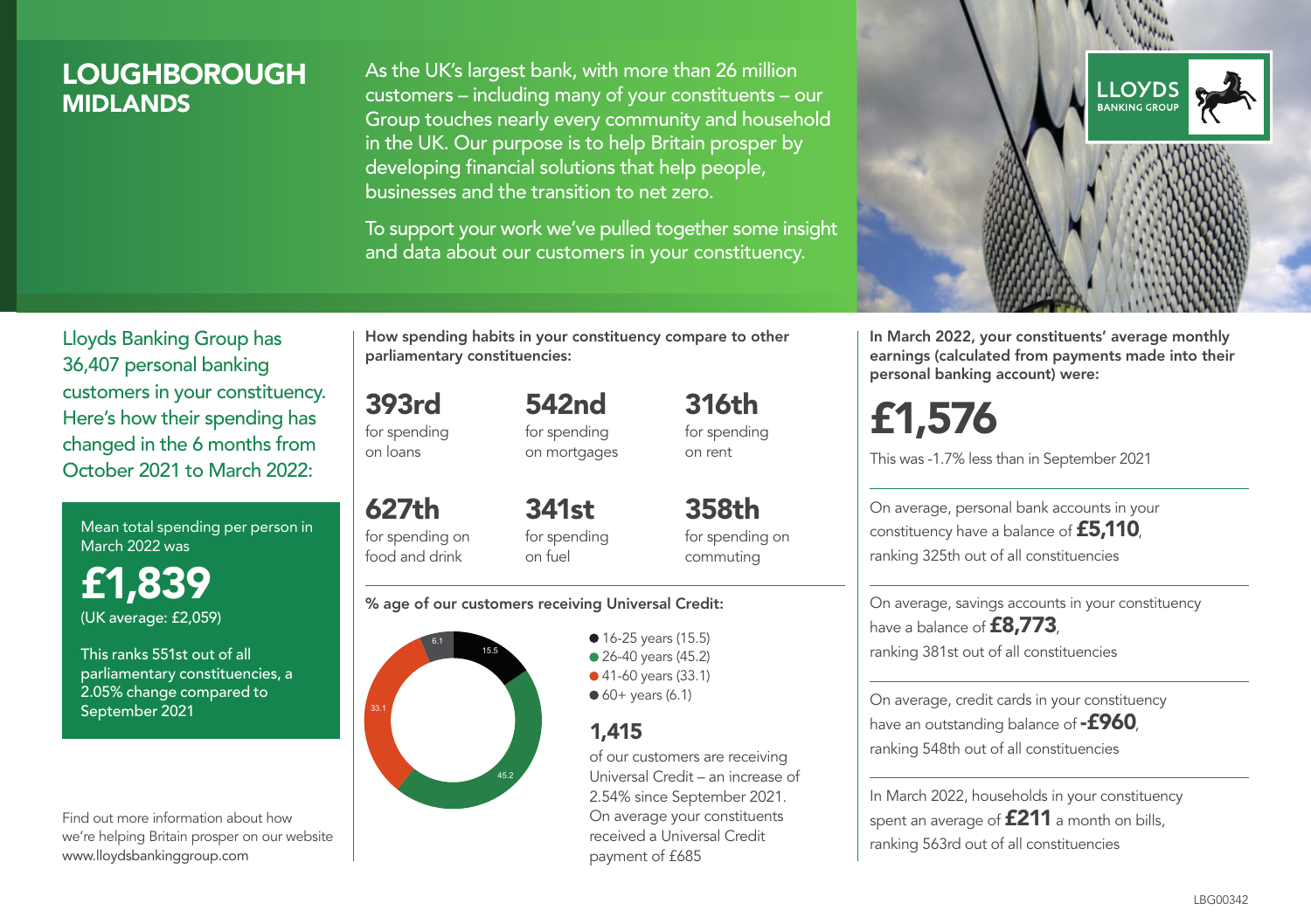# LOUGHBOROUGH
## MIDLANDS

As the UK's largest bank, with more than 26 million customers – including many of your constituents – our Group touches nearly every community and household in the UK. Our purpose is to help Britain prosper by developing financial solutions that help people, businesses and the transition to net zero.

To support your work we've pulled together some insight and data about our customers in your constituency.

Lloyds Banking Group has 36,407 personal banking customers in your constituency. Here's how their spending has changed in the 6 months from October 2021 to March 2022:

Mean total spending per person in March 2022 was

**£1,839**
(UK average: £2,059)

This ranks 551st out of all parliamentary constituencies, a 2.05% change compared to September 2021

Find out more information about how we're helping Britain prosper on our website www.lloydsbankinggroup.com

**How spending habits in your constituency compare to other parliamentary constituencies:**

**393rd** for spending on loans

**542nd** for spending on mortgages

**316th** for spending on rent

**627th** for spending on food and drink

**341st** for spending on fuel

**358th** for spending on commuting

**% age of our customers receiving Universal Credit:**

- 16-25 years (15.5)
- 26-40 years (45.2)
- 41-60 years (33.1)
- 60+ years (6.1)

**1,415**
of our customers are receiving Universal Credit – an increase of 2.54% since September 2021. On average your constituents received a Universal Credit payment of £685

**In March 2022, your constituents' average monthly earnings (calculated from payments made into their personal banking account) were:**

**£1,576**
This was -1.7% less than in September 2021

On average, personal bank accounts in your constituency have a balance of **£5,110**, ranking 325th out of all constituencies

On average, savings accounts in your constituency have a balance of **£8,773**, ranking 381st out of all constituencies

On average, credit cards in your constituency have an outstanding balance of **-£960**, ranking 548th out of all constituencies

In March 2022, households in your constituency spent an average of **£211** a month on bills, ranking 563rd out of all constituencies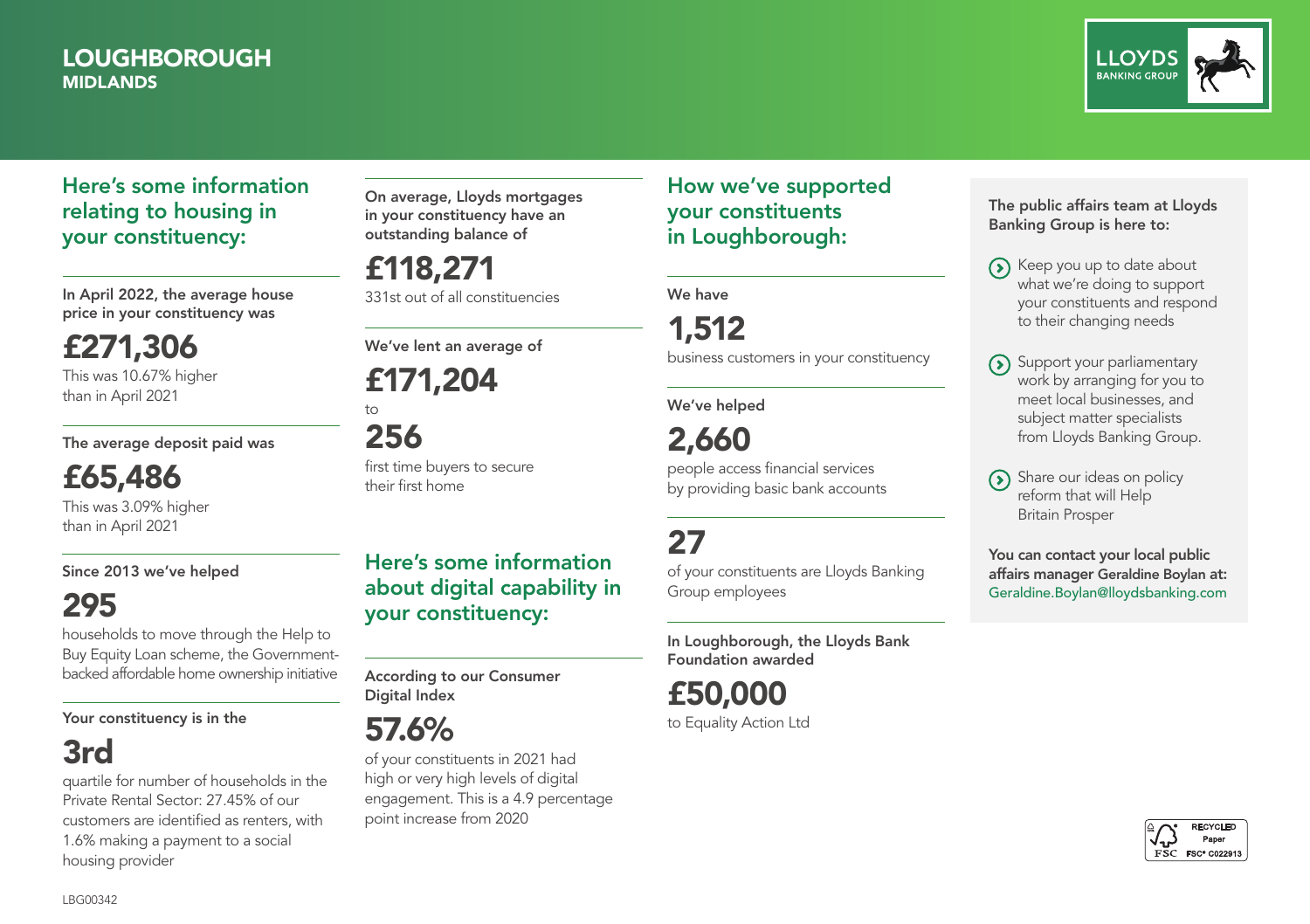# LOUGHBOROUGH
## MIDLANDS

LLOYDS BANKING GROUP

## Here's some information relating to housing in your constituency:

**In April 2022, the average house price in your constituency was**

**£271,306**

This was 10.67% higher than in April 2021

**The average deposit paid was**

**£65,486**

This was 3.09% higher than in April 2021

**Since 2013 we've helped**

**295**

households to move through the Help to Buy Equity Loan scheme, the Government-backed affordable home ownership initiative

**Your constituency is in the**

**3rd**

quartile for number of households in the Private Rental Sector: 27.45% of our customers are identified as renters, with 1.6% making a payment to a social housing provider

**On average, Lloyds mortgages in your constituency have an outstanding balance of**

**£118,271**

331st out of all constituencies

**We've lent an average of**

**£171,204**

to

**256**

first time buyers to secure their first home

## Here's some information about digital capability in your constituency:

**According to our Consumer Digital Index**

**57.6%**

of your constituents in 2021 had high or very high levels of digital engagement. This is a 4.9 percentage point increase from 2020

## How we've supported your constituents in Loughborough:

**We have**

**1,512**

business customers in your constituency

**We've helped**

**2,660**

people access financial services by providing basic bank accounts

**27**

of your constituents are Lloyds Banking Group employees

**In Loughborough, the Lloyds Bank Foundation awarded**

**£50,000**

to Equality Action Ltd

**The public affairs team at Lloyds Banking Group is here to:**

- Keep you up to date about what we're doing to support your constituents and respond to their changing needs
- Support your parliamentary work by arranging for you to meet local businesses, and subject matter specialists from Lloyds Banking Group.
- Share our ideas on policy reform that will Help Britain Prosper

**You can contact your local public affairs manager Geraldine Boylan at:**
Geraldine.Boylan@lloydsbanking.com

RECYCLED Paper FSC FSC® C022913

LBG00342